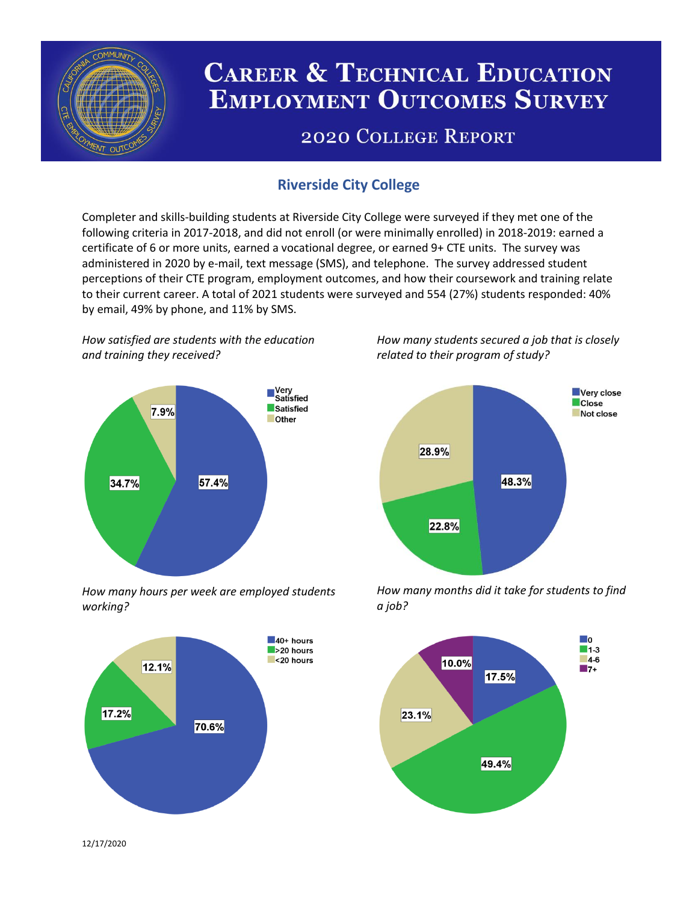# Career & Technical Education Employment Outcomes Survey

## 2020 College Report

### Riverside City College

Completer and skills-building students at Riverside City College were surveyed if they met one of the following criteria in 2017-2018, and did not enroll (or were minimally enrolled) in 2018-2019: earned a certificate of 6 or more units, earned a vocational degree, or earned 9+ CTE units. The survey was administered in 2020 by e-mail, text message (SMS), and telephone. The survey addressed student perceptions of their CTE program, employment outcomes, and how their coursework and training relate to their current career. A total of 2021 students were surveyed and 554 (27%) students responded: 40% by email, 49% by phone, and 11% by SMS.

*How satisfied are students with the education and training they received?*

Very Satisfied
Satisfied
Other

57.4%
34.7%
7.9%

*How many students secured a job that is closely related to their program of study?*

Very close
Close
Not close

48.3%
22.8%
28.9%

*How many hours per week are employed students working?*

40+ hours
>20 hours
<20 hours

70.6%
17.2%
12.1%

*How many months did it take for students to find a job?*

0
1-3
4-6
7+

17.5%
49.4%
23.1%
10.0%

12/17/2020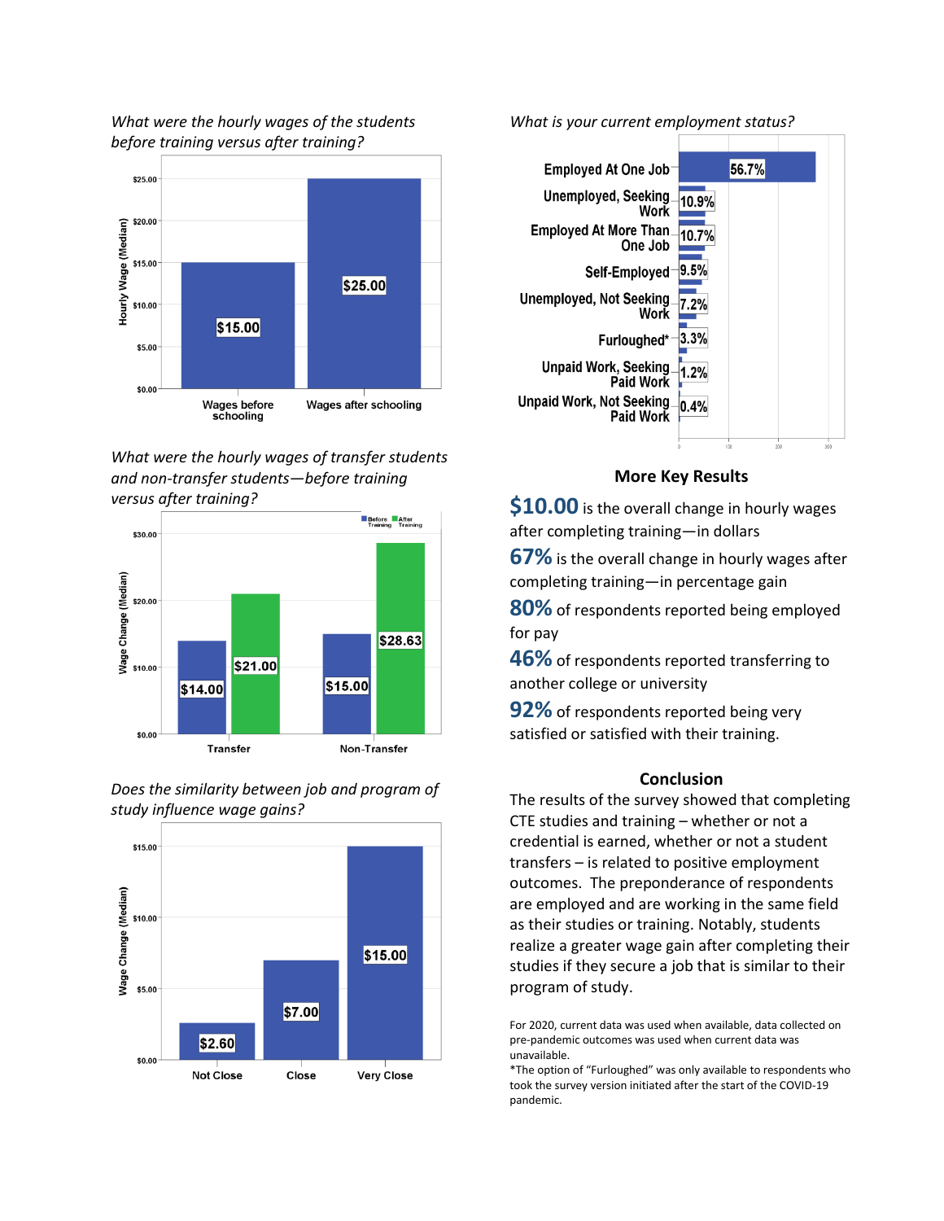*What were the hourly wages of the students before training versus after training?*

Hourly Wage (Median)

$25.00
$20.00
$15.00
$10.00
$5.00
$0.00

$15.00
$25.00

Wages before schooling
Wages after schooling

*What were the hourly wages of transfer students and non-transfer students—before training versus after training?*

Before Training
After Training

Wage Change (Median)

$30.00
$20.00
$10.00
$0.00

$14.00
$21.00
$15.00
$28.63

Transfer
Non-Transfer

*Does the similarity between job and program of study influence wage gains?*

Wage Change (Median)

$15.00
$10.00
$5.00
$0.00

$2.60
$7.00
$15.00

Not Close
Close
Very Close

*What is your current employment status?*

Employed At One Job 56.7%
Unemployed, Seeking Work 10.9%
Employed At More Than One Job 10.7%
Self-Employed 9.5%
Unemployed, Not Seeking Work 7.2%
Furloughed* 3.3%
Unpaid Work, Seeking Paid Work 1.2%
Unpaid Work, Not Seeking Paid Work 0.4%

0
100
200
300

## More Key Results

**$10.00** is the overall change in hourly wages after completing training—in dollars

**67%** is the overall change in hourly wages after completing training—in percentage gain

**80%** of respondents reported being employed for pay

**46%** of respondents reported transferring to another college or university

**92%** of respondents reported being very satisfied or satisfied with their training.

## Conclusion

The results of the survey showed that completing CTE studies and training – whether or not a credential is earned, whether or not a student transfers – is related to positive employment outcomes. The preponderance of respondents are employed and are working in the same field as their studies or training. Notably, students realize a greater wage gain after completing their studies if they secure a job that is similar to their program of study.

For 2020, current data was used when available, data collected on pre-pandemic outcomes was used when current data was unavailable.
*The option of "Furloughed" was only available to respondents who took the survey version initiated after the start of the COVID-19 pandemic.